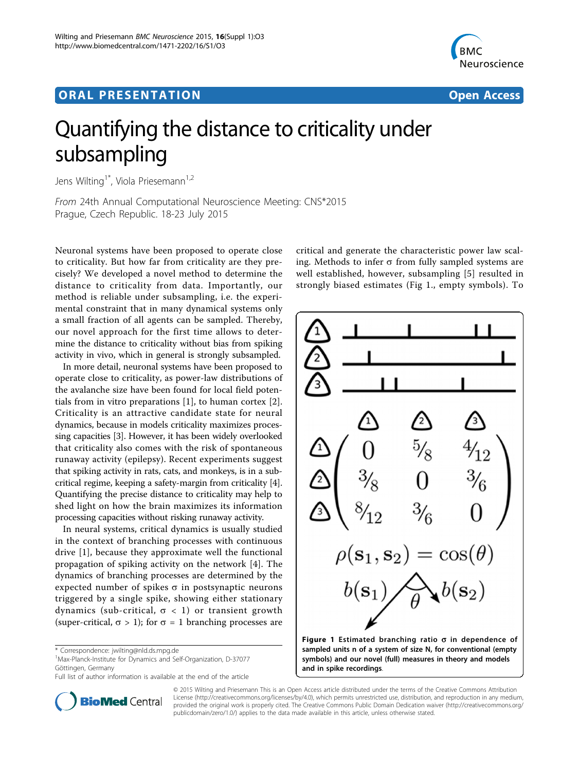# Quantifying the distance to criticality under subsampling

Jens Wilting[1*], Viola Priesemann[1,2]

*From* 24th Annual Computational Neuroscience Meeting: CNS*2015
Prague, Czech Republic. 18-23 July 2015

Neuronal systems have been proposed to operate close to criticality. But how far from criticality are they precisely? We developed a novel method to determine the distance to criticality from data. Importantly, our method is reliable under subsampling, i.e. the experimental constraint that in many dynamical systems only a small fraction of all agents can be sampled. Thereby, our novel approach for the first time allows to determine the distance to criticality without bias from spiking activity in vivo, which in general is strongly subsampled.

In more detail, neuronal systems have been proposed to operate close to criticality, as power-law distributions of the avalanche size have been found for local field potentials from in vitro preparations [1], to human cortex [2]. Criticality is an attractive candidate state for neural dynamics, because in models criticality maximizes processing capacities [3]. However, it has been widely overlooked that criticality also comes with the risk of spontaneous runaway activity (epilepsy). Recent experiments suggest that spiking activity in rats, cats, and monkeys, is in a subcritical regime, keeping a safety-margin from criticality [4]. Quantifying the precise distance to criticality may help to shed light on how the brain maximizes its information processing capacities without risking runaway activity.

In neural systems, critical dynamics is usually studied in the context of branching processes with continuous drive [1], because they approximate well the functional propagation of spiking activity on the network [4]. The dynamics of branching processes are determined by the expected number of spikes σ in postsynaptic neurons triggered by a single spike, showing either stationary dynamics (sub-critical, $\sigma < 1$) or transient growth (super-critical, $\sigma > 1$); for $\sigma = 1$ branching processes are critical and generate the characteristic power law scaling. Methods to infer σ from fully sampled systems are well established, however, subsampling [5] resulted in strongly biased estimates (Fig 1., empty symbols). To

**Figure 1 Estimated branching ratio σ in dependence of sampled units n of a system of size N, for conventional (empty symbols) and our novel (full) measures in theory and models and in spike recordings.**

\* Correspondence: jwilting@nld.ds.mpg.de
[1]Max-Planck-Institute for Dynamics and Self-Organization, D-37077 Göttingen, Germany
Full list of author information is available at the end of the article

© 2015 Wilting and Priesemann This is an Open Access article distributed under the terms of the Creative Commons Attribution License (http://creativecommons.org/licenses/by/4.0), which permits unrestricted use, distribution, and reproduction in any medium, provided the original work is properly cited. The Creative Commons Public Domain Dedication waiver (http://creativecommons.org/publicdomain/zero/1.0/) applies to the data made available in this article, unless otherwise stated.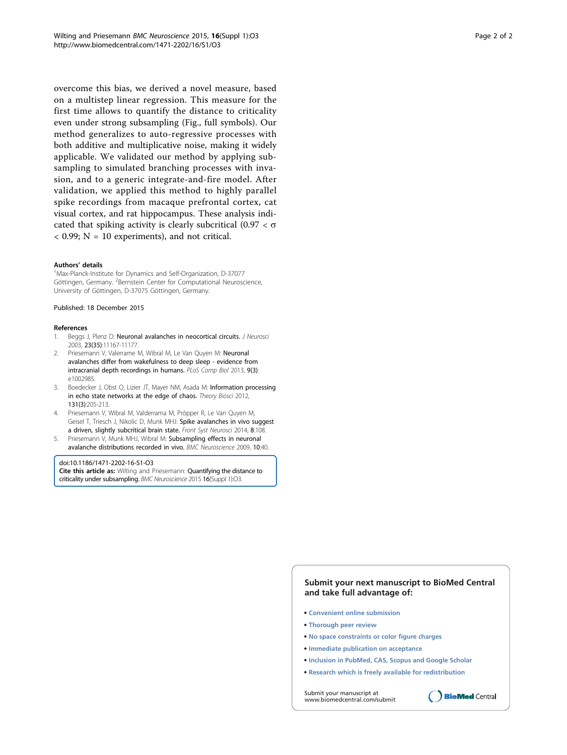overcome this bias, we derived a novel measure, based on a multistep linear regression. This measure for the first time allows to quantify the distance to criticality even under strong subsampling (Fig., full symbols). Our method generalizes to auto-regressive processes with both additive and multiplicative noise, making it widely applicable. We validated our method by applying subsampling to simulated branching processes with invasion, and to a generic integrate-and-fire model. After validation, we applied this method to highly parallel spike recordings from macaque prefrontal cortex, cat visual cortex, and rat hippocampus. These analysis indicated that spiking activity is clearly subcritical ($0.97 < \sigma < 0.99$; N = 10 experiments), and not critical.

#### Authors' details

[1]Max-Planck-Institute for Dynamics and Self-Organization, D-37077 Göttingen, Germany. [2]Bernstein Center for Computational Neuroscience, University of Göttingen, D-37075 Göttingen, Germany.

Published: 18 December 2015

#### References

1. Beggs J, Plenz D: **Neuronal avalanches in neocortical circuits.** *J Neurosci* 2003, **23(35)**:11167-11177.
2. Priesemann V, Valderrame M, Wibral M, Le Van Quyen M: **Neuronal avalanches differ from wakefulness to deep sleep - evidence from intracranial depth recordings in humans.** *PLoS Comp Biol* 2013, **9(3)**: e1002985.
3. Boedecker J, Obst O, Lizier JT, Mayer NM, Asada M: **Information processing in echo state networks at the edge of chaos.** *Theory Biosci* 2012, **131(3)**:205-213.
4. Priesemann V, Wibral M, Valderrama M, Pröpper R, Le Van Quyen M, Geisel T, Triesch J, Nikolic D, Munk MHJ: **Spike avalanches in vivo suggest a driven, slightly subcritical brain state.** *Front Syst Neurosci* 2014, **8**:108.
5. Priesemann V, Munk MHJ, Wibral M: **Subsampling effects in neuronal avalanche distributions recorded in vivo.** *BMC Neuroscience* 2009, **10**:40.

doi:10.1186/1471-2202-16-S1-O3
**Cite this article as:** Wilting and Priesemann: **Quantifying the distance to criticality under subsampling.** *BMC Neuroscience* 2015 **16**(Suppl 1):O3.

**Submit your next manuscript to BioMed Central and take full advantage of:**

- Convenient online submission
- Thorough peer review
- No space constraints or color figure charges
- Immediate publication on acceptance
- Inclusion in PubMed, CAS, Scopus and Google Scholar
- Research which is freely available for redistribution

Submit your manuscript at www.biomedcentral.com/submit

BioMed Central